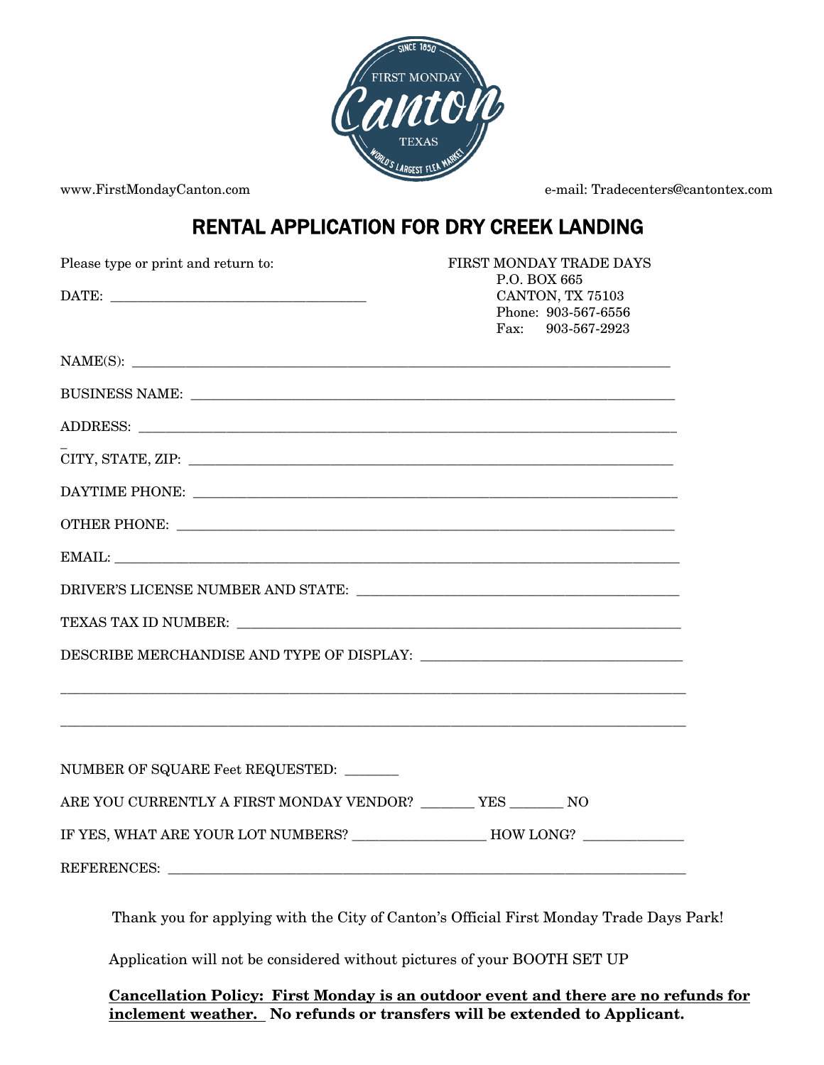FIRST MONDAY Canton TEXAS — SINCE 1850 — WORLD'S LARGEST FLEA MARKET

www.FirstMondayCanton.com

e-mail: Tradecenters@cantontex.com

# RENTAL APPLICATION FOR DRY CREEK LANDING

Please type or print and return to:

FIRST MONDAY TRADE DAYS
P.O. BOX 665
CANTON, TX 75103
Phone: 903-567-6556
Fax: 903-567-2923

DATE: ___________________________________

NAME(S): ___________________________________________________________________________

BUSINESS NAME: _____________________________________________________________________

ADDRESS: ___________________________________________________________________________

CITY, STATE, ZIP: ___________________________________________________________________

DAYTIME PHONE: _____________________________________________________________________

OTHER PHONE: _______________________________________________________________________

EMAIL: _____________________________________________________________________________

DRIVER'S LICENSE NUMBER AND STATE: _____________________________________________

TEXAS TAX ID NUMBER: _______________________________________________________________

DESCRIBE MERCHANDISE AND TYPE OF DISPLAY: ___________________________________

____________________________________________________________________________________

____________________________________________________________________________________

NUMBER OF SQUARE Feet REQUESTED: _______

ARE YOU CURRENTLY A FIRST MONDAY VENDOR? _______ YES _______ NO

IF YES, WHAT ARE YOUR LOT NUMBERS? _________________ HOW LONG? _____________

REFERENCES: ________________________________________________________________________

Thank you for applying with the City of Canton's Official First Monday Trade Days Park!

Application will not be considered without pictures of your BOOTH SET UP

**Cancellation Policy: First Monday is an outdoor event and there are no refunds for inclement weather. No refunds or transfers will be extended to Applicant.**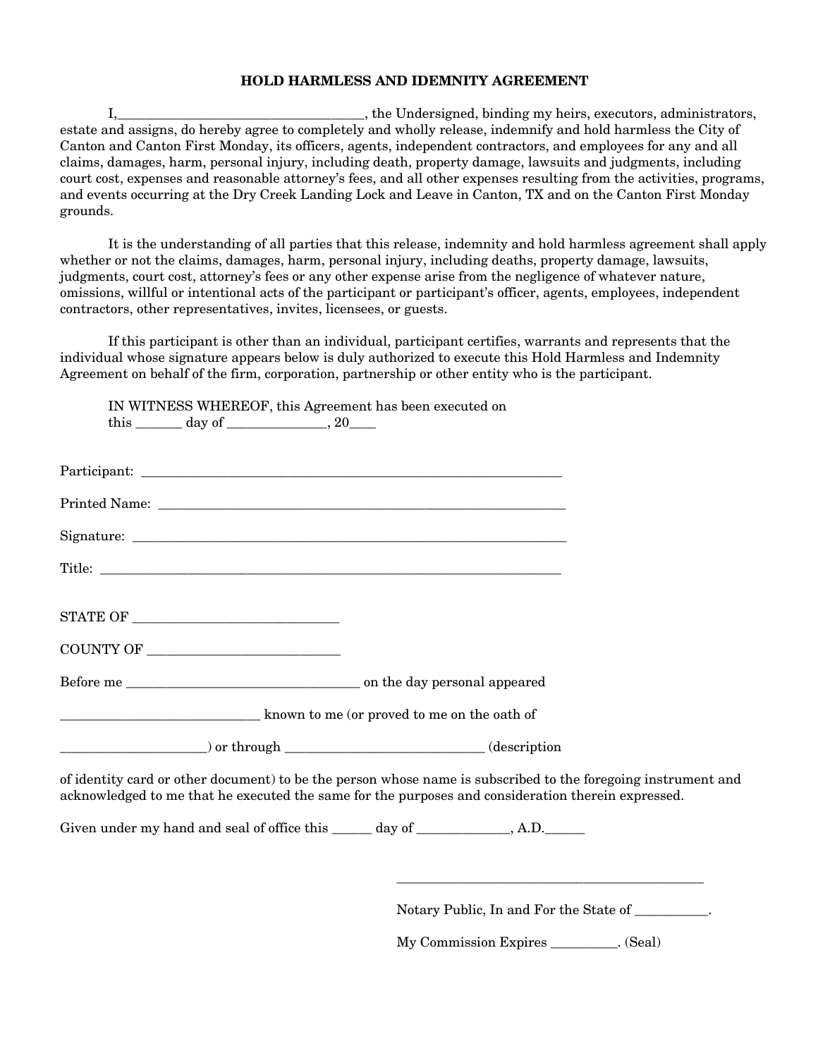# HOLD HARMLESS AND IDEMNITY AGREEMENT

I,____________________________________, the Undersigned, binding my heirs, executors, administrators, estate and assigns, do hereby agree to completely and wholly release, indemnify and hold harmless the City of Canton and Canton First Monday, its officers, agents, independent contractors, and employees for any and all claims, damages, harm, personal injury, including death, property damage, lawsuits and judgments, including court cost, expenses and reasonable attorney's fees, and all other expenses resulting from the activities, programs, and events occurring at the Dry Creek Landing Lock and Leave in Canton, TX and on the Canton First Monday grounds.

It is the understanding of all parties that this release, indemnity and hold harmless agreement shall apply whether or not the claims, damages, harm, personal injury, including deaths, property damage, lawsuits, judgments, court cost, attorney's fees or any other expense arise from the negligence of whatever nature, omissions, willful or intentional acts of the participant or participant's officer, agents, employees, independent contractors, other representatives, invites, licensees, or guests.

If this participant is other than an individual, participant certifies, warrants and represents that the individual whose signature appears below is duly authorized to execute this Hold Harmless and Indemnity Agreement on behalf of the firm, corporation, partnership or other entity who is the participant.

IN WITNESS WHEREOF, this Agreement has been executed on this _______ day of _______________, 20____

Participant: ___________________________________________________________________

Printed Name: _________________________________________________________________

Signature: _____________________________________________________________________

Title: _________________________________________________________________________

STATE OF _______________________________

COUNTY OF ____________________________

Before me ___________________________________ on the day personal appeared

______________________________ known to me (or proved to me on the oath of

______________________) or through ______________________________ (description

of identity card or other document) to be the person whose name is subscribed to the foregoing instrument and acknowledged to me that he executed the same for the purposes and consideration therein expressed.

Given under my hand and seal of office this ______ day of ______________, A.D.______

_________________________________________________

Notary Public, In and For the State of ___________.

My Commission Expires __________. (Seal)